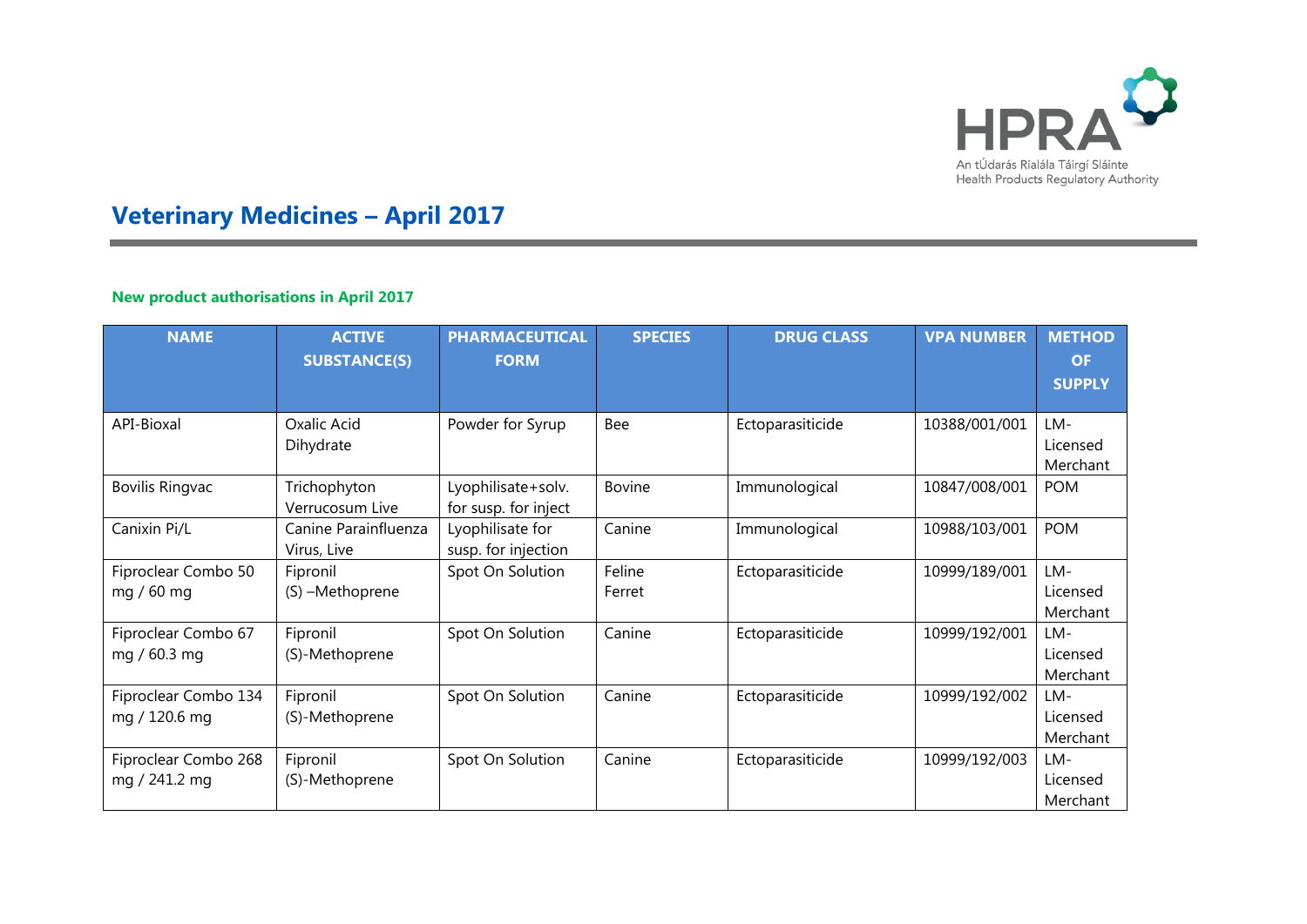# Veterinary Medicines – April 2017

### New product authorisations in April 2017

| NAME | ACTIVE SUBSTANCE(S) | PHARMACEUTICAL FORM | SPECIES | DRUG CLASS | VPA NUMBER | METHOD OF SUPPLY |
|---|---|---|---|---|---|---|
| API-Bioxal | Oxalic Acid Dihydrate | Powder for Syrup | Bee | Ectoparasiticide | 10388/001/001 | LM-Licensed Merchant |
| Bovilis Ringvac | Trichophyton Verrucosum Live | Lyophilisate+solv. for susp. for inject | Bovine | Immunological | 10847/008/001 | POM |
| Canixin Pi/L | Canine Parainfluenza Virus, Live | Lyophilisate for susp. for injection | Canine | Immunological | 10988/103/001 | POM |
| Fiproclear Combo 50 mg / 60 mg | Fipronil (S) –Methoprene | Spot On Solution | Feline Ferret | Ectoparasiticide | 10999/189/001 | LM-Licensed Merchant |
| Fiproclear Combo 67 mg / 60.3 mg | Fipronil (S)-Methoprene | Spot On Solution | Canine | Ectoparasiticide | 10999/192/001 | LM-Licensed Merchant |
| Fiproclear Combo 134 mg / 120.6 mg | Fipronil (S)-Methoprene | Spot On Solution | Canine | Ectoparasiticide | 10999/192/002 | LM-Licensed Merchant |
| Fiproclear Combo 268 mg / 241.2 mg | Fipronil (S)-Methoprene | Spot On Solution | Canine | Ectoparasiticide | 10999/192/003 | LM-Licensed Merchant |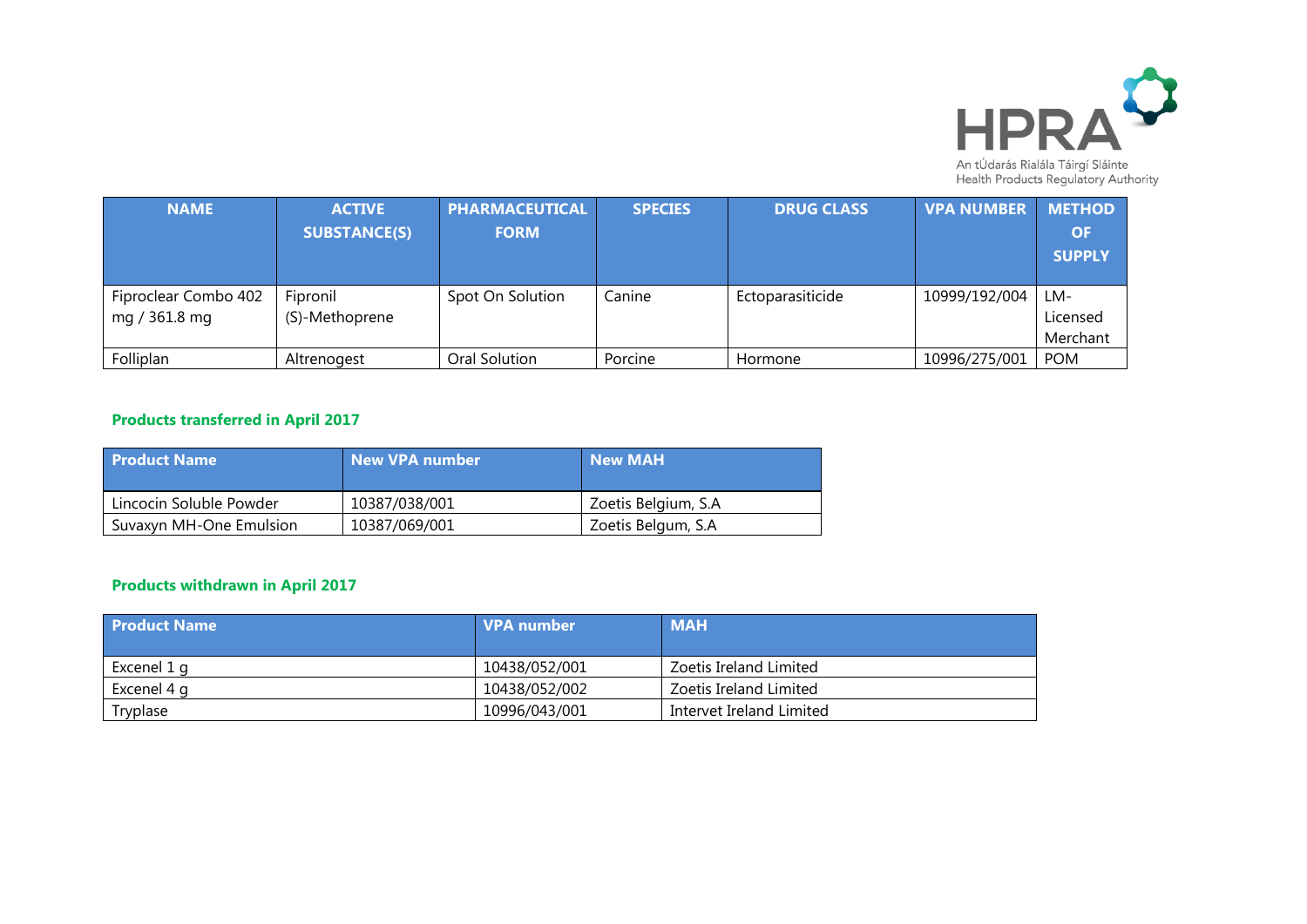| NAME | ACTIVE SUBSTANCE(S) | PHARMACEUTICAL FORM | SPECIES | DRUG CLASS | VPA NUMBER | METHOD OF SUPPLY |
|---|---|---|---|---|---|---|
| Fiproclear Combo 402 mg / 361.8 mg | Fipronil (S)-Methoprene | Spot On Solution | Canine | Ectoparasiticide | 10999/192/004 | LM-Licensed Merchant |
| Folliplan | Altrenogest | Oral Solution | Porcine | Hormone | 10996/275/001 | POM |

## Products transferred in April 2017

| Product Name | New VPA number | New MAH |
|---|---|---|
| Lincocin Soluble Powder | 10387/038/001 | Zoetis Belgium, S.A |
| Suvaxyn MH-One Emulsion | 10387/069/001 | Zoetis Belgum, S.A |

## Products withdrawn in April 2017

| Product Name | VPA number | MAH |
|---|---|---|
| Excenel 1 g | 10438/052/001 | Zoetis Ireland Limited |
| Excenel 4 g | 10438/052/002 | Zoetis Ireland Limited |
| Tryplase | 10996/043/001 | Intervet Ireland Limited |